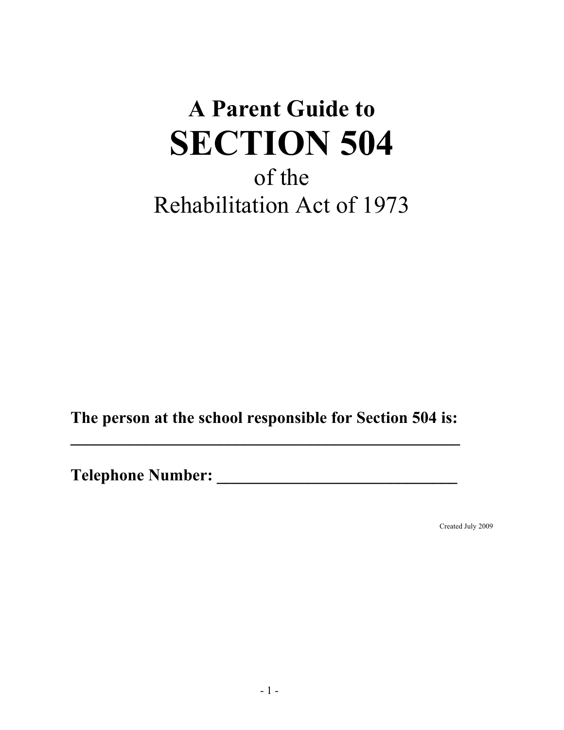# A Parent Guide to

# SECTION 504

of the

Rehabilitation Act of 1973

**The person at the school responsible for Section 504 is:**

**______________________________________________**

**Telephone Number: ____________________________**

Created July 2009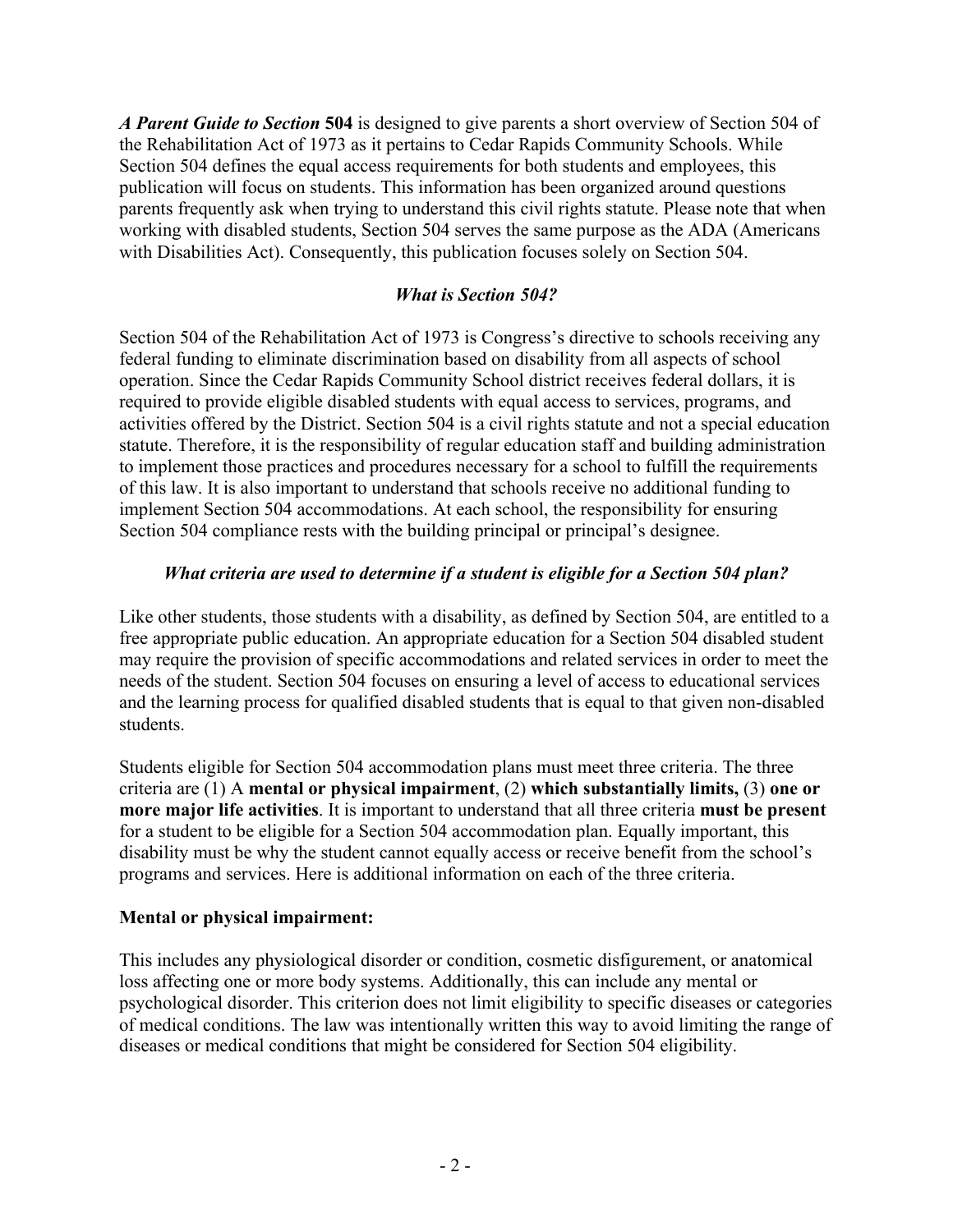***A Parent Guide to Section* 504** is designed to give parents a short overview of Section 504 of the Rehabilitation Act of 1973 as it pertains to Cedar Rapids Community Schools. While Section 504 defines the equal access requirements for both students and employees, this publication will focus on students. This information has been organized around questions parents frequently ask when trying to understand this civil rights statute. Please note that when working with disabled students, Section 504 serves the same purpose as the ADA (Americans with Disabilities Act). Consequently, this publication focuses solely on Section 504.

### *What is Section 504?*

Section 504 of the Rehabilitation Act of 1973 is Congress's directive to schools receiving any federal funding to eliminate discrimination based on disability from all aspects of school operation. Since the Cedar Rapids Community School district receives federal dollars, it is required to provide eligible disabled students with equal access to services, programs, and activities offered by the District. Section 504 is a civil rights statute and not a special education statute. Therefore, it is the responsibility of regular education staff and building administration to implement those practices and procedures necessary for a school to fulfill the requirements of this law. It is also important to understand that schools receive no additional funding to implement Section 504 accommodations. At each school, the responsibility for ensuring Section 504 compliance rests with the building principal or principal's designee.

### *What criteria are used to determine if a student is eligible for a Section 504 plan?*

Like other students, those students with a disability, as defined by Section 504, are entitled to a free appropriate public education. An appropriate education for a Section 504 disabled student may require the provision of specific accommodations and related services in order to meet the needs of the student. Section 504 focuses on ensuring a level of access to educational services and the learning process for qualified disabled students that is equal to that given non-disabled students.

Students eligible for Section 504 accommodation plans must meet three criteria. The three criteria are (1) A **mental or physical impairment**, (2) **which substantially limits,** (3) **one or more major life activities**. It is important to understand that all three criteria **must be present** for a student to be eligible for a Section 504 accommodation plan. Equally important, this disability must be why the student cannot equally access or receive benefit from the school's programs and services. Here is additional information on each of the three criteria.

**Mental or physical impairment:**

This includes any physiological disorder or condition, cosmetic disfigurement, or anatomical loss affecting one or more body systems. Additionally, this can include any mental or psychological disorder. This criterion does not limit eligibility to specific diseases or categories of medical conditions. The law was intentionally written this way to avoid limiting the range of diseases or medical conditions that might be considered for Section 504 eligibility.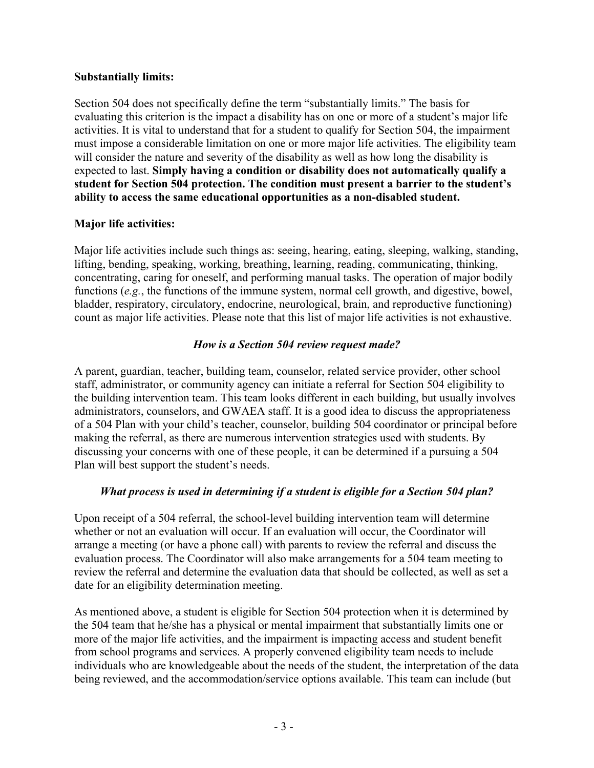**Substantially limits:**

Section 504 does not specifically define the term "substantially limits." The basis for evaluating this criterion is the impact a disability has on one or more of a student's major life activities. It is vital to understand that for a student to qualify for Section 504, the impairment must impose a considerable limitation on one or more major life activities. The eligibility team will consider the nature and severity of the disability as well as how long the disability is expected to last. **Simply having a condition or disability does not automatically qualify a student for Section 504 protection. The condition must present a barrier to the student's ability to access the same educational opportunities as a non-disabled student.**

**Major life activities:**

Major life activities include such things as: seeing, hearing, eating, sleeping, walking, standing, lifting, bending, speaking, working, breathing, learning, reading, communicating, thinking, concentrating, caring for oneself, and performing manual tasks. The operation of major bodily functions (*e.g.*, the functions of the immune system, normal cell growth, and digestive, bowel, bladder, respiratory, circulatory, endocrine, neurological, brain, and reproductive functioning) count as major life activities. Please note that this list of major life activities is not exhaustive.

***How is a Section 504 review request made?***

A parent, guardian, teacher, building team, counselor, related service provider, other school staff, administrator, or community agency can initiate a referral for Section 504 eligibility to the building intervention team. This team looks different in each building, but usually involves administrators, counselors, and GWAEA staff. It is a good idea to discuss the appropriateness of a 504 Plan with your child's teacher, counselor, building 504 coordinator or principal before making the referral, as there are numerous intervention strategies used with students. By discussing your concerns with one of these people, it can be determined if a pursuing a 504 Plan will best support the student's needs.

***What process is used in determining if a student is eligible for a Section 504 plan?***

Upon receipt of a 504 referral, the school-level building intervention team will determine whether or not an evaluation will occur. If an evaluation will occur, the Coordinator will arrange a meeting (or have a phone call) with parents to review the referral and discuss the evaluation process. The Coordinator will also make arrangements for a 504 team meeting to review the referral and determine the evaluation data that should be collected, as well as set a date for an eligibility determination meeting.

As mentioned above, a student is eligible for Section 504 protection when it is determined by the 504 team that he/she has a physical or mental impairment that substantially limits one or more of the major life activities, and the impairment is impacting access and student benefit from school programs and services. A properly convened eligibility team needs to include individuals who are knowledgeable about the needs of the student, the interpretation of the data being reviewed, and the accommodation/service options available. This team can include (but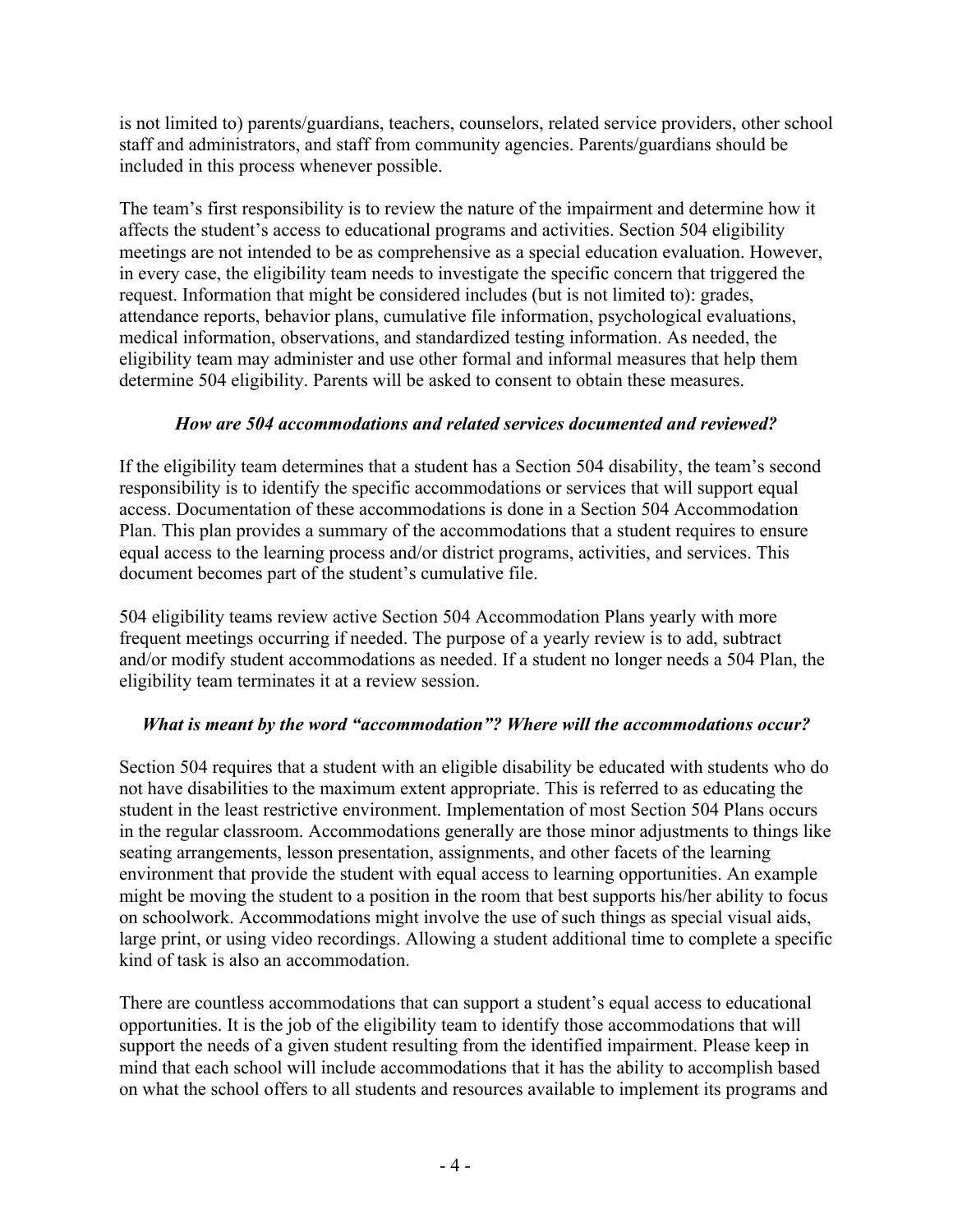is not limited to) parents/guardians, teachers, counselors, related service providers, other school staff and administrators, and staff from community agencies. Parents/guardians should be included in this process whenever possible.

The team's first responsibility is to review the nature of the impairment and determine how it affects the student's access to educational programs and activities. Section 504 eligibility meetings are not intended to be as comprehensive as a special education evaluation. However, in every case, the eligibility team needs to investigate the specific concern that triggered the request. Information that might be considered includes (but is not limited to): grades, attendance reports, behavior plans, cumulative file information, psychological evaluations, medical information, observations, and standardized testing information. As needed, the eligibility team may administer and use other formal and informal measures that help them determine 504 eligibility. Parents will be asked to consent to obtain these measures.

### *How are 504 accommodations and related services documented and reviewed?*

If the eligibility team determines that a student has a Section 504 disability, the team's second responsibility is to identify the specific accommodations or services that will support equal access. Documentation of these accommodations is done in a Section 504 Accommodation Plan. This plan provides a summary of the accommodations that a student requires to ensure equal access to the learning process and/or district programs, activities, and services. This document becomes part of the student's cumulative file.

504 eligibility teams review active Section 504 Accommodation Plans yearly with more frequent meetings occurring if needed. The purpose of a yearly review is to add, subtract and/or modify student accommodations as needed. If a student no longer needs a 504 Plan, the eligibility team terminates it at a review session.

### *What is meant by the word "accommodation"? Where will the accommodations occur?*

Section 504 requires that a student with an eligible disability be educated with students who do not have disabilities to the maximum extent appropriate. This is referred to as educating the student in the least restrictive environment. Implementation of most Section 504 Plans occurs in the regular classroom. Accommodations generally are those minor adjustments to things like seating arrangements, lesson presentation, assignments, and other facets of the learning environment that provide the student with equal access to learning opportunities. An example might be moving the student to a position in the room that best supports his/her ability to focus on schoolwork. Accommodations might involve the use of such things as special visual aids, large print, or using video recordings. Allowing a student additional time to complete a specific kind of task is also an accommodation.

There are countless accommodations that can support a student's equal access to educational opportunities. It is the job of the eligibility team to identify those accommodations that will support the needs of a given student resulting from the identified impairment. Please keep in mind that each school will include accommodations that it has the ability to accomplish based on what the school offers to all students and resources available to implement its programs and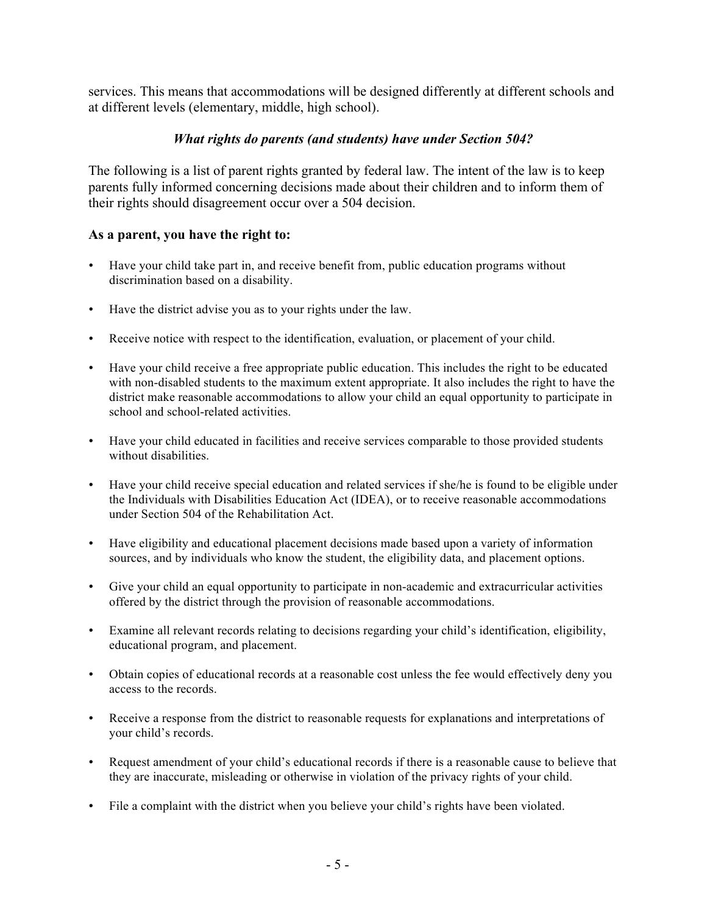services. This means that accommodations will be designed differently at different schools and at different levels (elementary, middle, high school).

### *What rights do parents (and students) have under Section 504?*

The following is a list of parent rights granted by federal law. The intent of the law is to keep parents fully informed concerning decisions made about their children and to inform them of their rights should disagreement occur over a 504 decision.

**As a parent, you have the right to:**

- Have your child take part in, and receive benefit from, public education programs without discrimination based on a disability.
- Have the district advise you as to your rights under the law.
- Receive notice with respect to the identification, evaluation, or placement of your child.
- Have your child receive a free appropriate public education. This includes the right to be educated with non-disabled students to the maximum extent appropriate. It also includes the right to have the district make reasonable accommodations to allow your child an equal opportunity to participate in school and school-related activities.
- Have your child educated in facilities and receive services comparable to those provided students without disabilities.
- Have your child receive special education and related services if she/he is found to be eligible under the Individuals with Disabilities Education Act (IDEA), or to receive reasonable accommodations under Section 504 of the Rehabilitation Act.
- Have eligibility and educational placement decisions made based upon a variety of information sources, and by individuals who know the student, the eligibility data, and placement options.
- Give your child an equal opportunity to participate in non-academic and extracurricular activities offered by the district through the provision of reasonable accommodations.
- Examine all relevant records relating to decisions regarding your child's identification, eligibility, educational program, and placement.
- Obtain copies of educational records at a reasonable cost unless the fee would effectively deny you access to the records.
- Receive a response from the district to reasonable requests for explanations and interpretations of your child's records.
- Request amendment of your child's educational records if there is a reasonable cause to believe that they are inaccurate, misleading or otherwise in violation of the privacy rights of your child.
- File a complaint with the district when you believe your child's rights have been violated.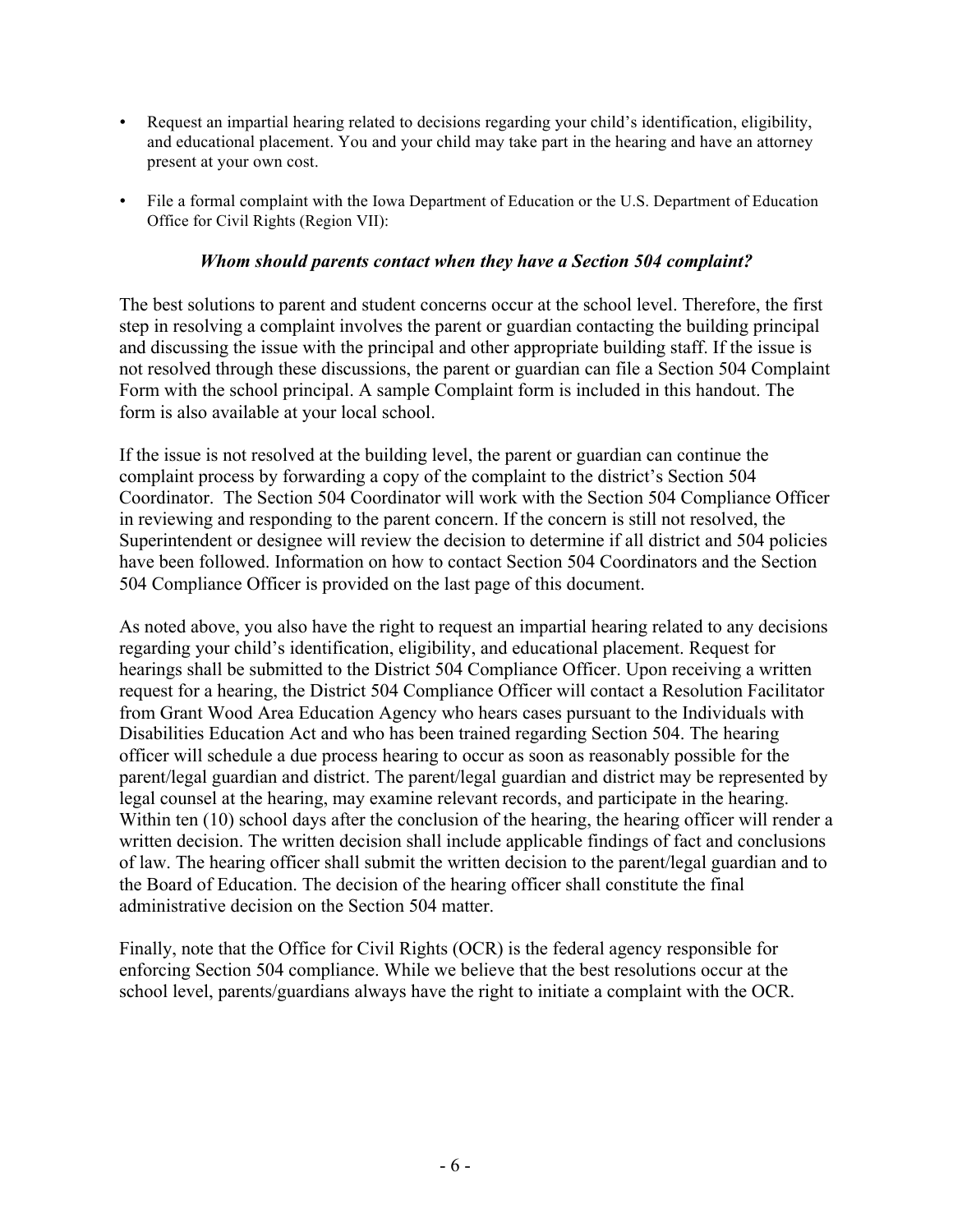- Request an impartial hearing related to decisions regarding your child's identification, eligibility, and educational placement. You and your child may take part in the hearing and have an attorney present at your own cost.
- File a formal complaint with the Iowa Department of Education or the U.S. Department of Education Office for Civil Rights (Region VII):

### *Whom should parents contact when they have a Section 504 complaint?*

The best solutions to parent and student concerns occur at the school level. Therefore, the first step in resolving a complaint involves the parent or guardian contacting the building principal and discussing the issue with the principal and other appropriate building staff. If the issue is not resolved through these discussions, the parent or guardian can file a Section 504 Complaint Form with the school principal. A sample Complaint form is included in this handout. The form is also available at your local school.

If the issue is not resolved at the building level, the parent or guardian can continue the complaint process by forwarding a copy of the complaint to the district's Section 504 Coordinator. The Section 504 Coordinator will work with the Section 504 Compliance Officer in reviewing and responding to the parent concern. If the concern is still not resolved, the Superintendent or designee will review the decision to determine if all district and 504 policies have been followed. Information on how to contact Section 504 Coordinators and the Section 504 Compliance Officer is provided on the last page of this document.

As noted above, you also have the right to request an impartial hearing related to any decisions regarding your child's identification, eligibility, and educational placement. Request for hearings shall be submitted to the District 504 Compliance Officer. Upon receiving a written request for a hearing, the District 504 Compliance Officer will contact a Resolution Facilitator from Grant Wood Area Education Agency who hears cases pursuant to the Individuals with Disabilities Education Act and who has been trained regarding Section 504. The hearing officer will schedule a due process hearing to occur as soon as reasonably possible for the parent/legal guardian and district. The parent/legal guardian and district may be represented by legal counsel at the hearing, may examine relevant records, and participate in the hearing. Within ten (10) school days after the conclusion of the hearing, the hearing officer will render a written decision. The written decision shall include applicable findings of fact and conclusions of law. The hearing officer shall submit the written decision to the parent/legal guardian and to the Board of Education. The decision of the hearing officer shall constitute the final administrative decision on the Section 504 matter.

Finally, note that the Office for Civil Rights (OCR) is the federal agency responsible for enforcing Section 504 compliance. While we believe that the best resolutions occur at the school level, parents/guardians always have the right to initiate a complaint with the OCR.